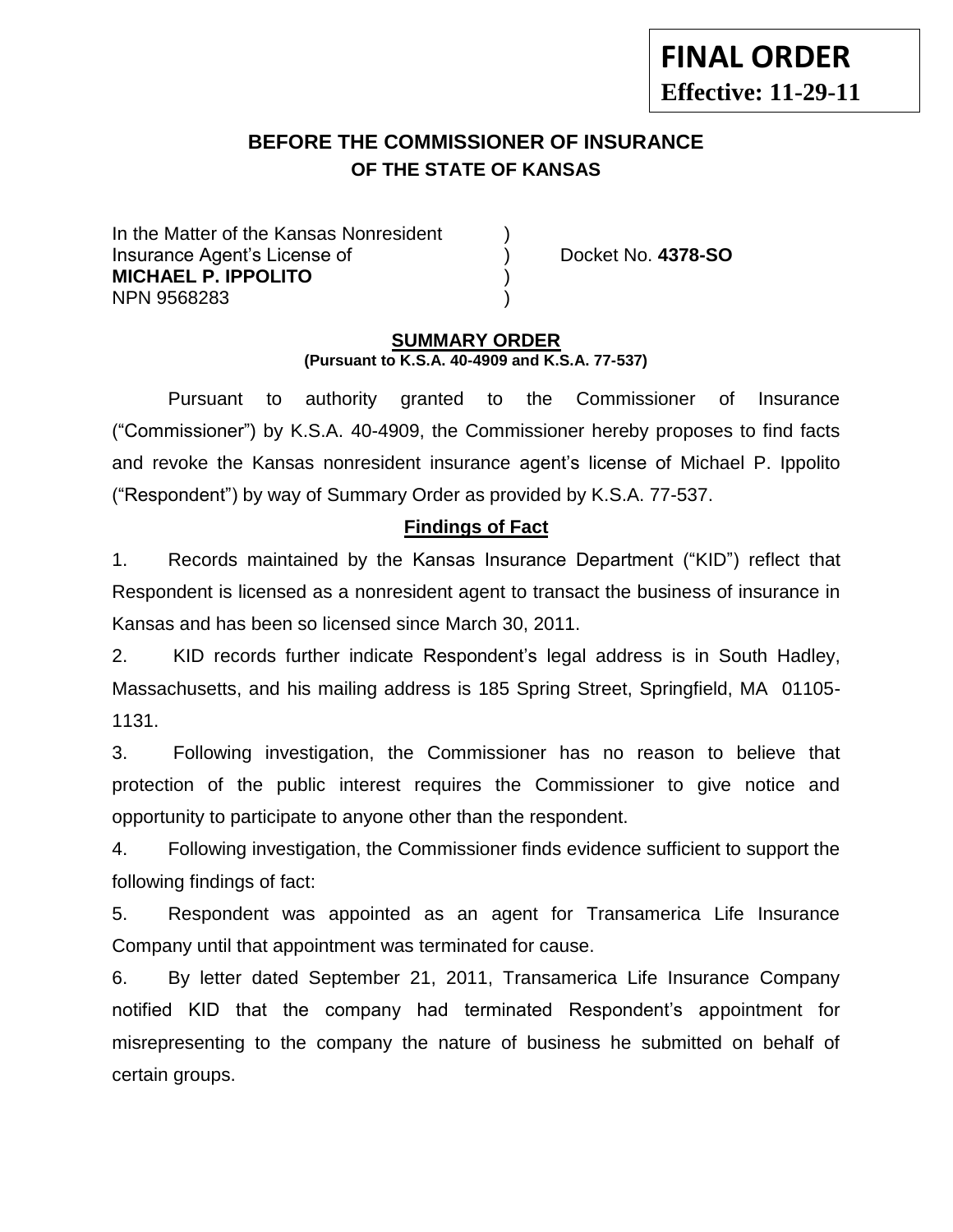**FINAL ORDER**
**Effective: 11-29-11**

## BEFORE THE COMMISSIONER OF INSURANCE
## OF THE STATE OF KANSAS

In the Matter of the Kansas Nonresident )
Insurance Agent's License of ) Docket No. **4378-SO**
**MICHAEL P. IPPOLITO** )
NPN 9568283 )

### SUMMARY ORDER
**(Pursuant to K.S.A. 40-4909 and K.S.A. 77-537)**

Pursuant to authority granted to the Commissioner of Insurance ("Commissioner") by K.S.A. 40-4909, the Commissioner hereby proposes to find facts and revoke the Kansas nonresident insurance agent's license of Michael P. Ippolito ("Respondent") by way of Summary Order as provided by K.S.A. 77-537.

### Findings of Fact

1. Records maintained by the Kansas Insurance Department ("KID") reflect that Respondent is licensed as a nonresident agent to transact the business of insurance in Kansas and has been so licensed since March 30, 2011.

2. KID records further indicate Respondent's legal address is in South Hadley, Massachusetts, and his mailing address is 185 Spring Street, Springfield, MA 01105-1131.

3. Following investigation, the Commissioner has no reason to believe that protection of the public interest requires the Commissioner to give notice and opportunity to participate to anyone other than the respondent.

4. Following investigation, the Commissioner finds evidence sufficient to support the following findings of fact:

5. Respondent was appointed as an agent for Transamerica Life Insurance Company until that appointment was terminated for cause.

6. By letter dated September 21, 2011, Transamerica Life Insurance Company notified KID that the company had terminated Respondent's appointment for misrepresenting to the company the nature of business he submitted on behalf of certain groups.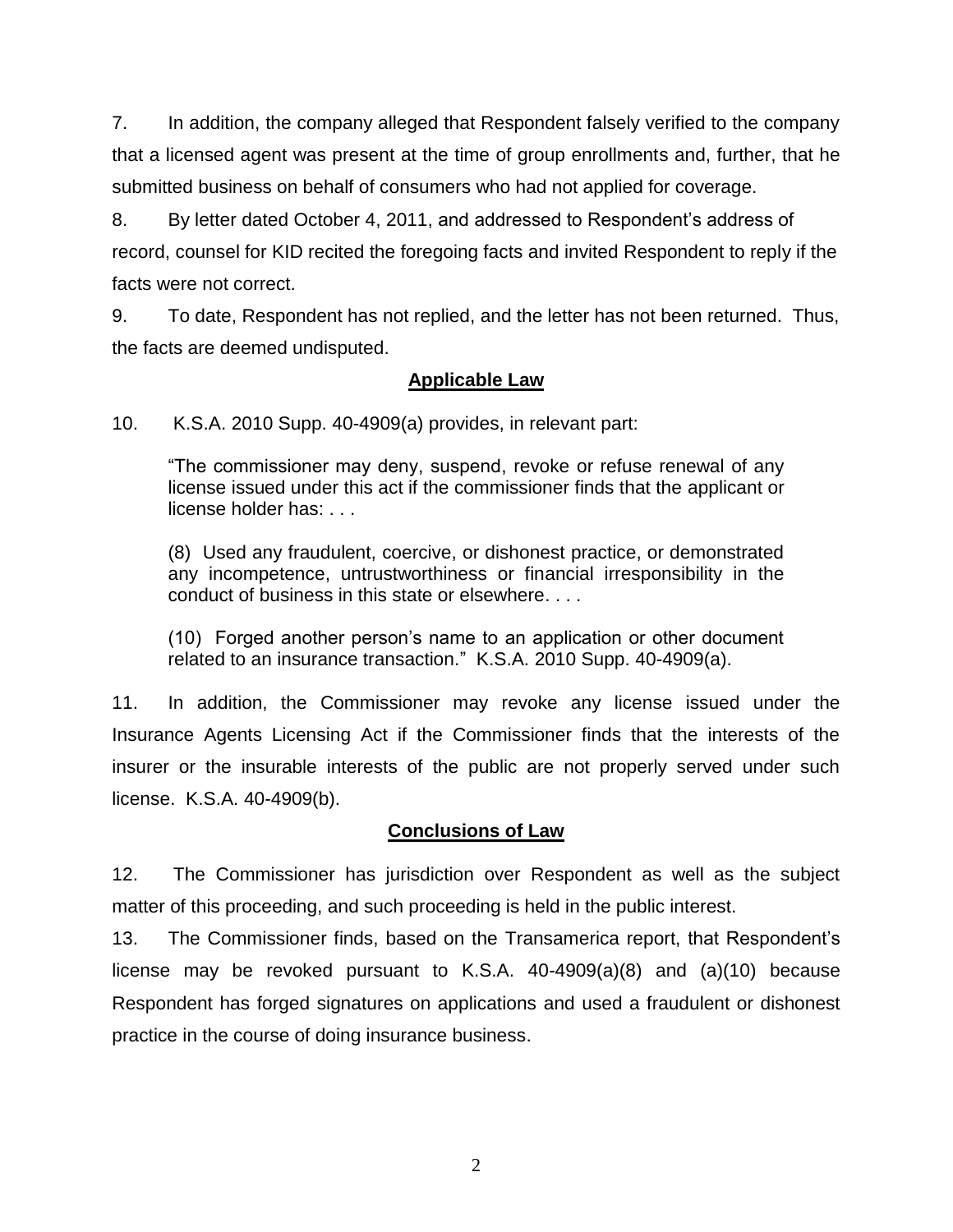7. In addition, the company alleged that Respondent falsely verified to the company that a licensed agent was present at the time of group enrollments and, further, that he submitted business on behalf of consumers who had not applied for coverage.

8. By letter dated October 4, 2011, and addressed to Respondent's address of record, counsel for KID recited the foregoing facts and invited Respondent to reply if the facts were not correct.

9. To date, Respondent has not replied, and the letter has not been returned. Thus, the facts are deemed undisputed.

## Applicable Law

10. K.S.A. 2010 Supp. 40-4909(a) provides, in relevant part:

> "The commissioner may deny, suspend, revoke or refuse renewal of any license issued under this act if the commissioner finds that the applicant or license holder has: . . .
>
> (8) Used any fraudulent, coercive, or dishonest practice, or demonstrated any incompetence, untrustworthiness or financial irresponsibility in the conduct of business in this state or elsewhere. . . .
>
> (10) Forged another person's name to an application or other document related to an insurance transaction." K.S.A. 2010 Supp. 40-4909(a).

11. In addition, the Commissioner may revoke any license issued under the Insurance Agents Licensing Act if the Commissioner finds that the interests of the insurer or the insurable interests of the public are not properly served under such license. K.S.A. 40-4909(b).

## Conclusions of Law

12. The Commissioner has jurisdiction over Respondent as well as the subject matter of this proceeding, and such proceeding is held in the public interest.

13. The Commissioner finds, based on the Transamerica report, that Respondent's license may be revoked pursuant to K.S.A. 40-4909(a)(8) and (a)(10) because Respondent has forged signatures on applications and used a fraudulent or dishonest practice in the course of doing insurance business.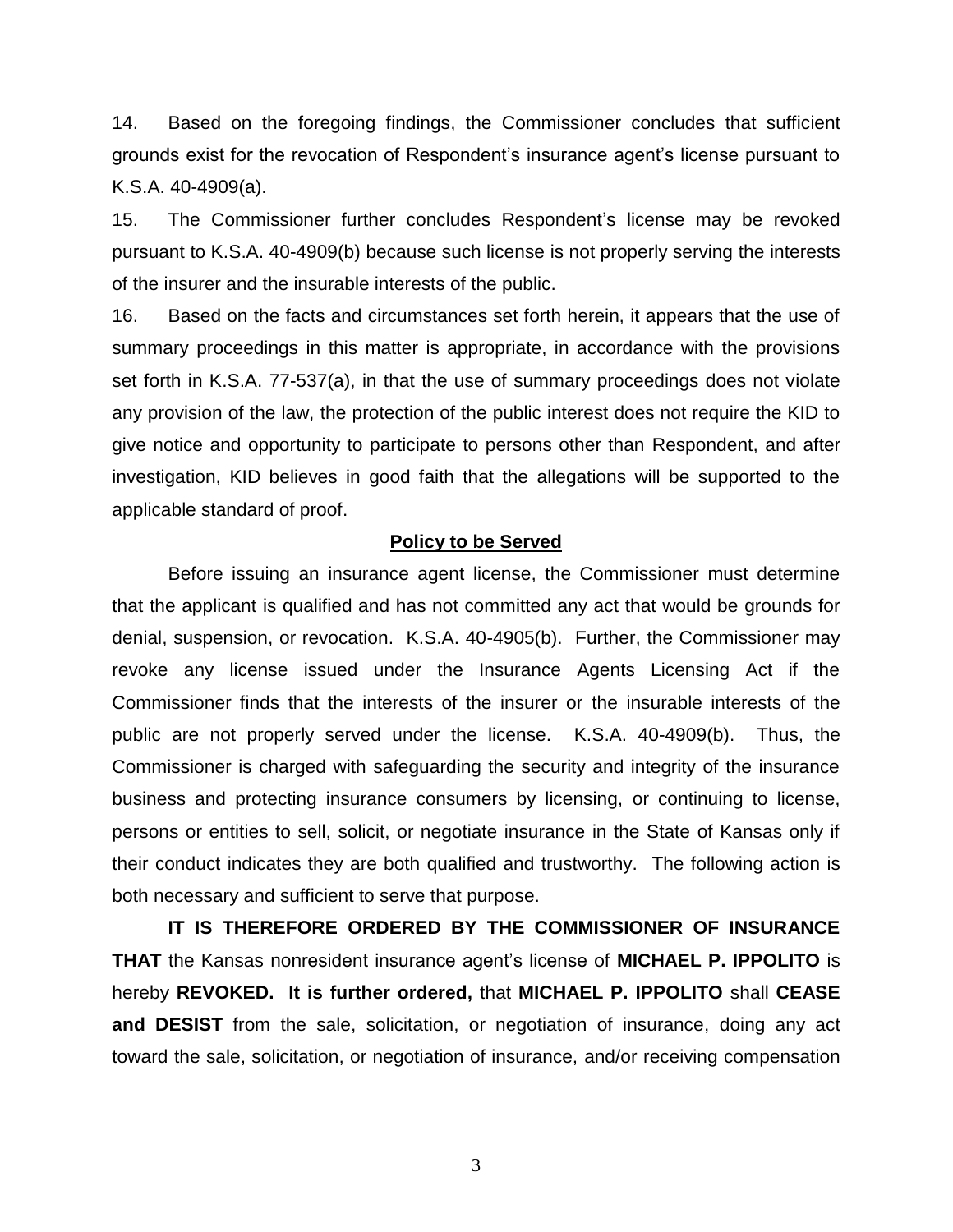14. Based on the foregoing findings, the Commissioner concludes that sufficient grounds exist for the revocation of Respondent's insurance agent's license pursuant to K.S.A. 40-4909(a).

15. The Commissioner further concludes Respondent's license may be revoked pursuant to K.S.A. 40-4909(b) because such license is not properly serving the interests of the insurer and the insurable interests of the public.

16. Based on the facts and circumstances set forth herein, it appears that the use of summary proceedings in this matter is appropriate, in accordance with the provisions set forth in K.S.A. 77-537(a), in that the use of summary proceedings does not violate any provision of the law, the protection of the public interest does not require the KID to give notice and opportunity to participate to persons other than Respondent, and after investigation, KID believes in good faith that the allegations will be supported to the applicable standard of proof.

## Policy to be Served

Before issuing an insurance agent license, the Commissioner must determine that the applicant is qualified and has not committed any act that would be grounds for denial, suspension, or revocation. K.S.A. 40-4905(b). Further, the Commissioner may revoke any license issued under the Insurance Agents Licensing Act if the Commissioner finds that the interests of the insurer or the insurable interests of the public are not properly served under the license. K.S.A. 40-4909(b). Thus, the Commissioner is charged with safeguarding the security and integrity of the insurance business and protecting insurance consumers by licensing, or continuing to license, persons or entities to sell, solicit, or negotiate insurance in the State of Kansas only if their conduct indicates they are both qualified and trustworthy. The following action is both necessary and sufficient to serve that purpose.

**IT IS THEREFORE ORDERED BY THE COMMISSIONER OF INSURANCE THAT** the Kansas nonresident insurance agent's license of **MICHAEL P. IPPOLITO** is hereby **REVOKED. It is further ordered,** that **MICHAEL P. IPPOLITO** shall **CEASE and DESIST** from the sale, solicitation, or negotiation of insurance, doing any act toward the sale, solicitation, or negotiation of insurance, and/or receiving compensation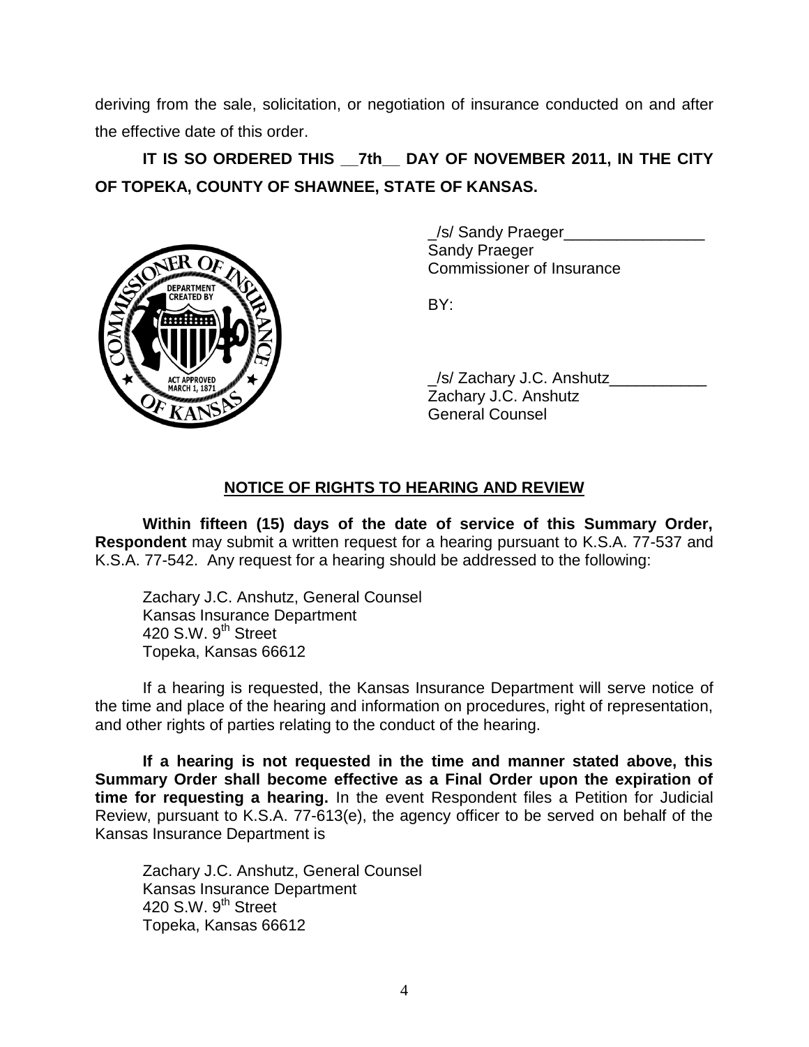deriving from the sale, solicitation, or negotiation of insurance conducted on and after the effective date of this order.

**IT IS SO ORDERED THIS __7th__ DAY OF NOVEMBER 2011, IN THE CITY OF TOPEKA, COUNTY OF SHAWNEE, STATE OF KANSAS.**

_/s/ Sandy Praeger________________
Sandy Praeger
Commissioner of Insurance

BY:

_/s/ Zachary J.C. Anshutz___________
Zachary J.C. Anshutz
General Counsel

**NOTICE OF RIGHTS TO HEARING AND REVIEW**

**Within fifteen (15) days of the date of service of this Summary Order, Respondent** may submit a written request for a hearing pursuant to K.S.A. 77-537 and K.S.A. 77-542. Any request for a hearing should be addressed to the following:

Zachary J.C. Anshutz, General Counsel
Kansas Insurance Department
420 S.W. 9th Street
Topeka, Kansas 66612

If a hearing is requested, the Kansas Insurance Department will serve notice of the time and place of the hearing and information on procedures, right of representation, and other rights of parties relating to the conduct of the hearing.

**If a hearing is not requested in the time and manner stated above, this Summary Order shall become effective as a Final Order upon the expiration of time for requesting a hearing.** In the event Respondent files a Petition for Judicial Review, pursuant to K.S.A. 77-613(e), the agency officer to be served on behalf of the Kansas Insurance Department is

Zachary J.C. Anshutz, General Counsel
Kansas Insurance Department
420 S.W. 9th Street
Topeka, Kansas 66612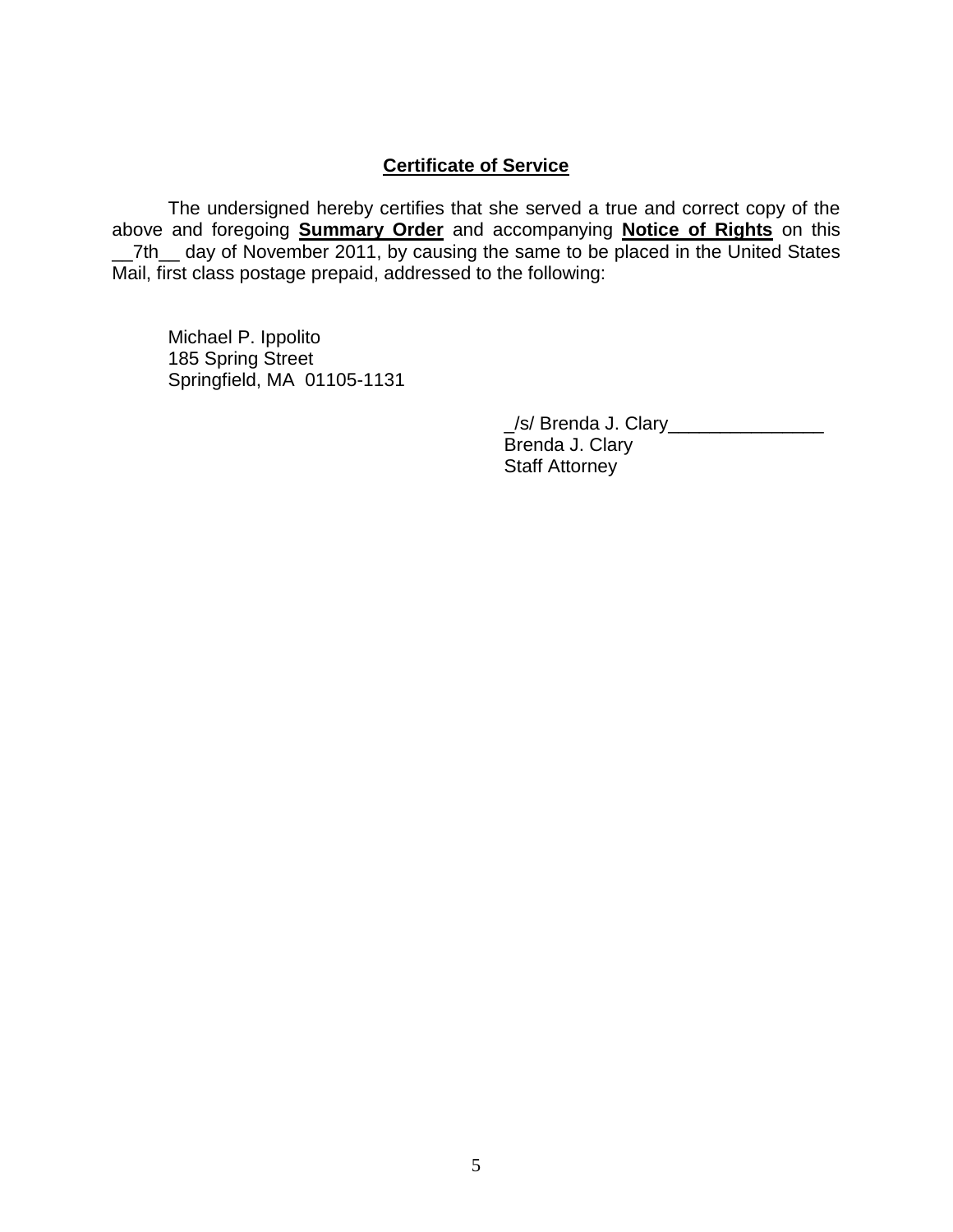**Certificate of Service**

The undersigned hereby certifies that she served a true and correct copy of the above and foregoing **Summary Order** and accompanying **Notice of Rights** on this __7th__ day of November 2011, by causing the same to be placed in the United States Mail, first class postage prepaid, addressed to the following:

Michael P. Ippolito
185 Spring Street
Springfield, MA 01105-1131

_/s/ Brenda J. Clary_______________
Brenda J. Clary
Staff Attorney